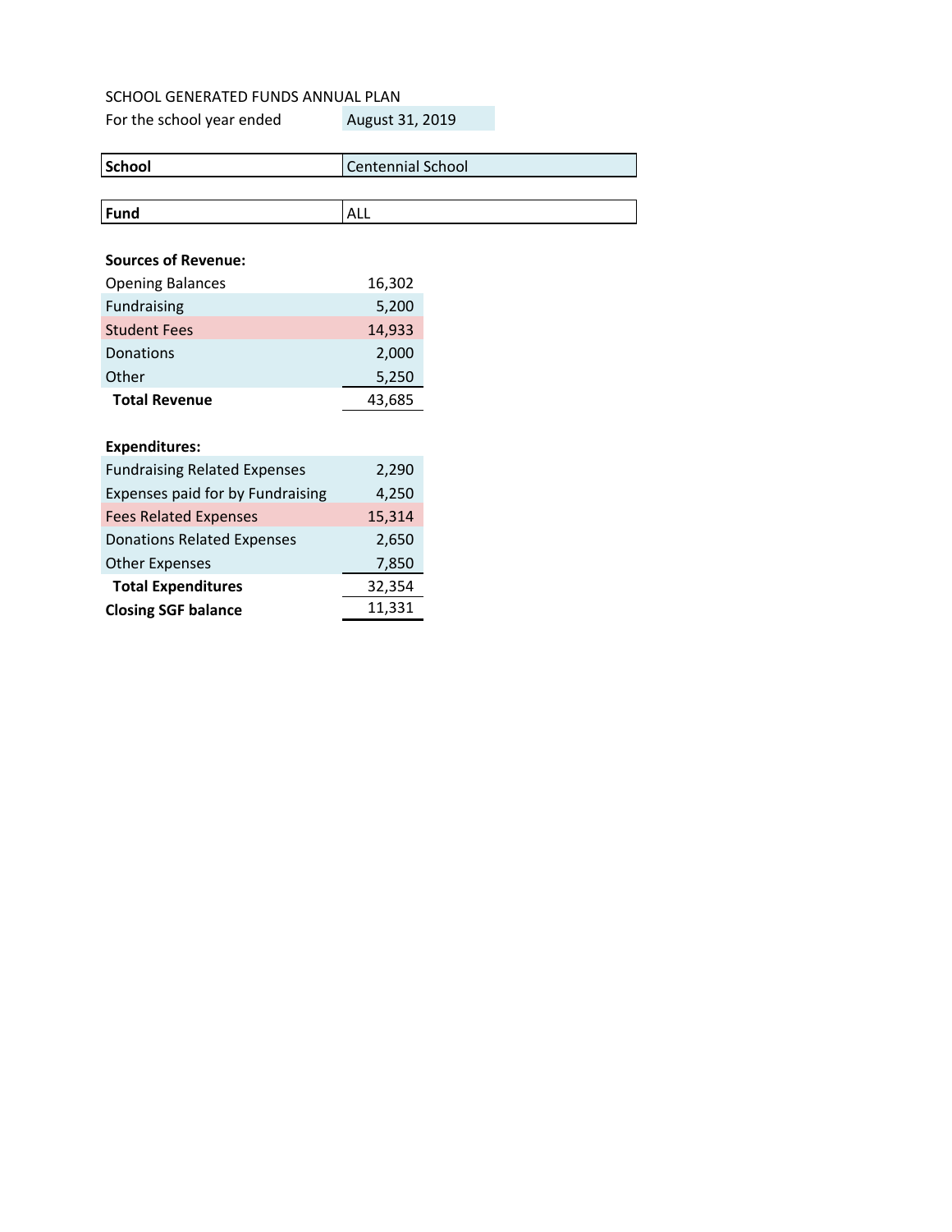SCHOOL GENERATED FUNDS ANNUAL PLAN

For the school year ended August 31, 2019

| School | Centennial School |
|---|---|

| Fund | ALL |
|---|---|

**Sources of Revenue:**

| | |
|---|---|
| Opening Balances | 16,302 |
| Fundraising | 5,200 |
| Student Fees | 14,933 |
| Donations | 2,000 |
| Other | 5,250 |
| **Total Revenue** | 43,685 |

**Expenditures:**

| | |
|---|---|
| Fundraising Related Expenses | 2,290 |
| Expenses paid for by Fundraising | 4,250 |
| Fees Related Expenses | 15,314 |
| Donations Related Expenses | 2,650 |
| Other Expenses | 7,850 |
| **Total Expenditures** | 32,354 |
| **Closing SGF balance** | 11,331 |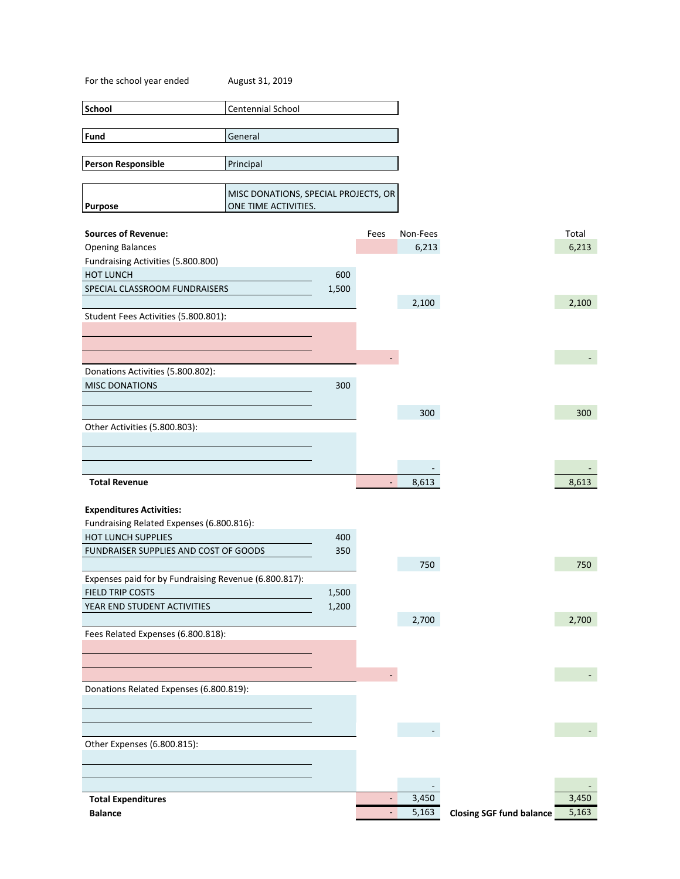For the school year ended August 31, 2019

| | |
|---|---|
| **School** | Centennial School |
| **Fund** | General |
| **Person Responsible** | Principal |
| **Purpose** | MISC DONATIONS, SPECIAL PROJECTS, OR ONE TIME ACTIVITIES. |

| **Sources of Revenue:** | | Fees | Non-Fees | | Total |
|---|---|---|---|---|---|
| Opening Balances | | | 6,213 | | 6,213 |
| Fundraising Activities (5.800.800) | | | | | |
| HOT LUNCH | 600 | | | | |
| SPECIAL CLASSROOM FUNDRAISERS | 1,500 | | | | |
| | | | 2,100 | | 2,100 |
| Student Fees Activities (5.800.801): | | | | | |
| | | - | | | - |
| Donations Activities (5.800.802): | | | | | |
| MISC DONATIONS | 300 | | | | |
| | | | 300 | | 300 |
| Other Activities (5.800.803): | | | | | |
| | | | - | | - |
| **Total Revenue** | | - | 8,613 | | 8,613 |
| | | | | | |
| **Expenditures Activities:** | | | | | |
| Fundraising Related Expenses (6.800.816): | | | | | |
| HOT LUNCH SUPPLIES | 400 | | | | |
| FUNDRAISER SUPPLIES AND COST OF GOODS | 350 | | | | |
| | | | 750 | | 750 |
| Expenses paid for by Fundraising Revenue (6.800.817): | | | | | |
| FIELD TRIP COSTS | 1,500 | | | | |
| YEAR END STUDENT ACTIVITIES | 1,200 | | | | |
| | | | 2,700 | | 2,700 |
| Fees Related Expenses (6.800.818): | | | | | |
| | | - | | | - |
| Donations Related Expenses (6.800.819): | | | | | |
| | | | - | | - |
| Other Expenses (6.800.815): | | | | | |
| | | | - | | - |
| **Total Expenditures** | | - | 3,450 | | 3,450 |
| **Balance** | | - | 5,163 | **Closing SGF fund balance** | 5,163 |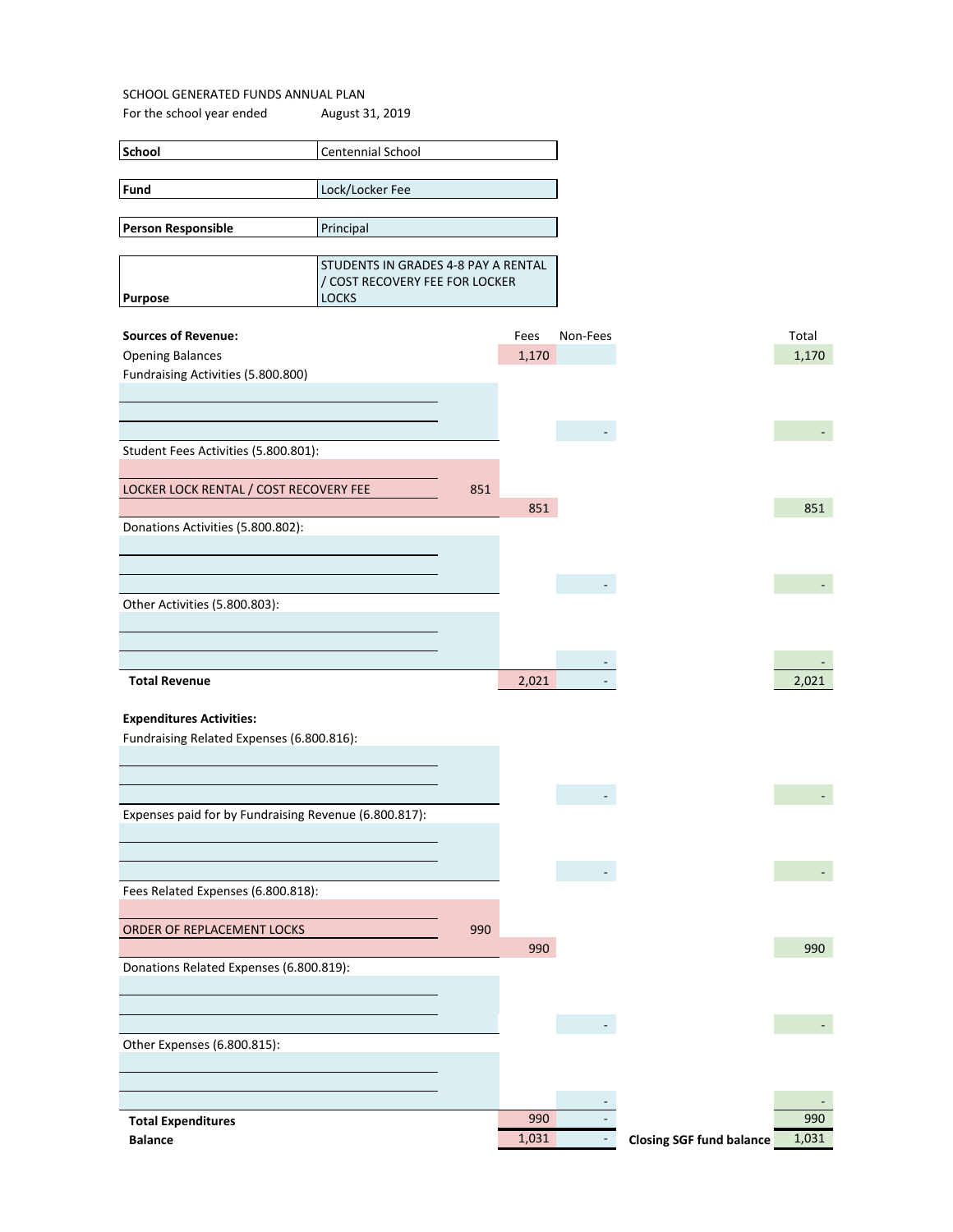SCHOOL GENERATED FUNDS ANNUAL PLAN

For the school year ended August 31, 2019

| | |
|---|---|
| **School** | Centennial School |
| **Fund** | Lock/Locker Fee |
| **Person Responsible** | Principal |
| **Purpose** | STUDENTS IN GRADES 4-8 PAY A RENTAL / COST RECOVERY FEE FOR LOCKER LOCKS |

| **Sources of Revenue:** | | Fees | Non-Fees | Total |
|---|---|---|---|---|
| Opening Balances | | 1,170 | | 1,170 |
| Fundraising Activities (5.800.800) | | | | |
| | | | - | - |
| Student Fees Activities (5.800.801): | | | | |
| LOCKER LOCK RENTAL / COST RECOVERY FEE | 851 | | | |
| | | 851 | | 851 |
| Donations Activities (5.800.802): | | | | |
| | | | - | - |
| Other Activities (5.800.803): | | | | |
| | | | - | - |
| **Total Revenue** | | 2,021 | - | 2,021 |
| | | | | |
| **Expenditures Activities:** | | | | |
| Fundraising Related Expenses (6.800.816): | | | | |
| | | | - | - |
| Expenses paid for by Fundraising Revenue (6.800.817): | | | | |
| | | | - | - |
| Fees Related Expenses (6.800.818): | | | | |
| ORDER OF REPLACEMENT LOCKS | 990 | | | |
| | | 990 | | 990 |
| Donations Related Expenses (6.800.819): | | | | |
| | | | - | - |
| Other Expenses (6.800.815): | | | | |
| | | | - | - |
| **Total Expenditures** | | 990 | - | 990 |
| **Balance** | | 1,031 | - | **Closing SGF fund balance** 1,031 |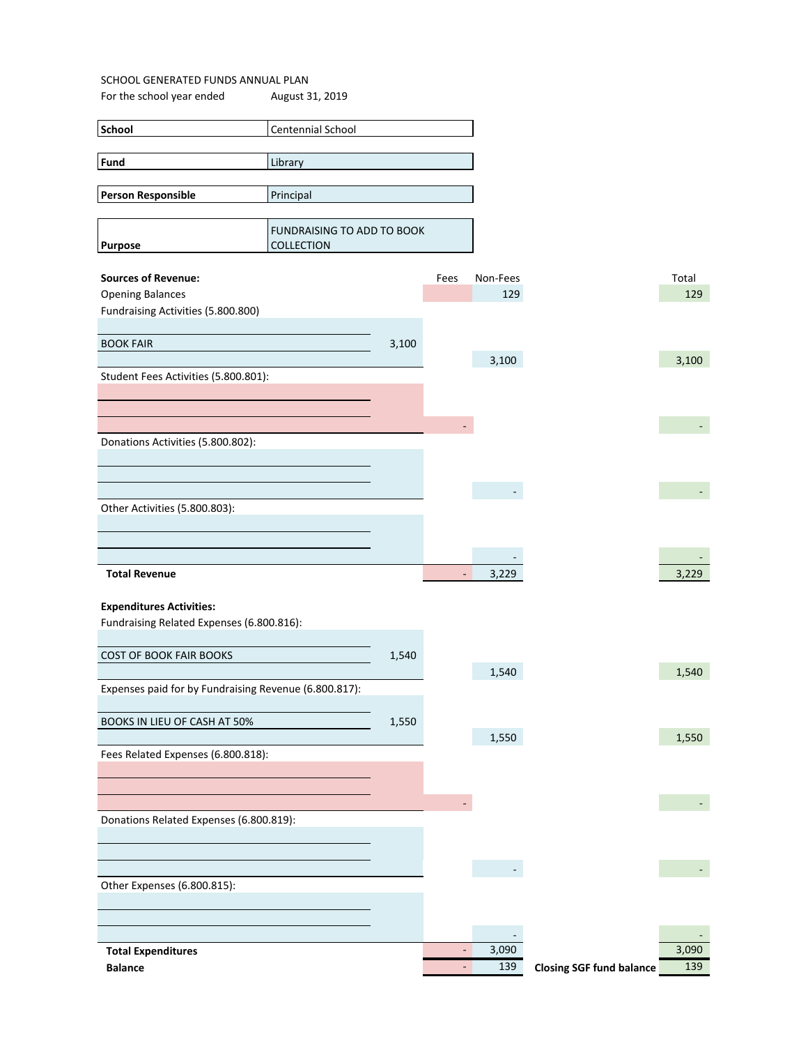SCHOOL GENERATED FUNDS ANNUAL PLAN

For the school year ended August 31, 2019

| | |
|---|---|
| **School** | Centennial School |
| **Fund** | Library |
| **Person Responsible** | Principal |
| **Purpose** | FUNDRAISING TO ADD TO BOOK COLLECTION |

| **Sources of Revenue:** | | Fees | Non-Fees | Total |
|---|---|---|---|---|
| Opening Balances | | | 129 | 129 |
| Fundraising Activities (5.800.800) | | | | |
| BOOK FAIR | 3,100 | | | |
| | | | 3,100 | 3,100 |
| Student Fees Activities (5.800.801): | | | | |
| | | - | | - |
| Donations Activities (5.800.802): | | | | |
| | | | - | - |
| Other Activities (5.800.803): | | | | |
| | | | - | - |
| **Total Revenue** | | - | 3,229 | 3,229 |
| **Expenditures Activities:** | | | | |
| Fundraising Related Expenses (6.800.816): | | | | |
| COST OF BOOK FAIR BOOKS | 1,540 | | | |
| | | | 1,540 | 1,540 |
| Expenses paid for by Fundraising Revenue (6.800.817): | | | | |
| BOOKS IN LIEU OF CASH AT 50% | 1,550 | | | |
| | | | 1,550 | 1,550 |
| Fees Related Expenses (6.800.818): | | | | |
| | | - | | - |
| Donations Related Expenses (6.800.819): | | | | |
| | | | - | - |
| Other Expenses (6.800.815): | | | | |
| | | | - | - |
| **Total Expenditures** | | - | 3,090 | 3,090 |
| **Balance** | | - | 139 | **Closing SGF fund balance** 139 |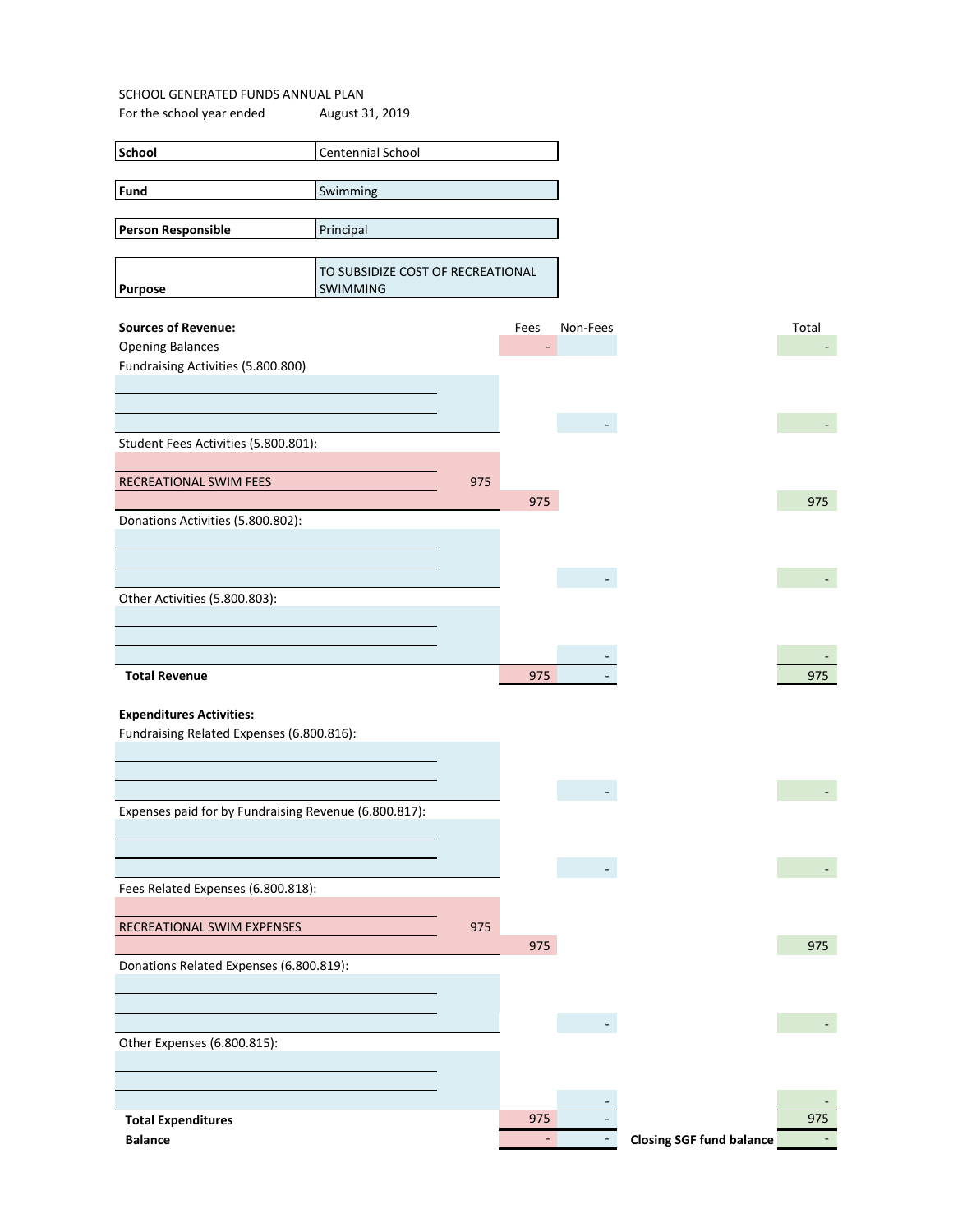SCHOOL GENERATED FUNDS ANNUAL PLAN

For the school year ended August 31, 2019

| | |
|---|---|
| **School** | Centennial School |
| **Fund** | Swimming |
| **Person Responsible** | Principal |
| **Purpose** | TO SUBSIDIZE COST OF RECREATIONAL SWIMMING |

| | | Fees | Non-Fees | Total |
|---|---|---|---|---|
| **Sources of Revenue:** | | | | |
| Opening Balances | | - | | - |
| Fundraising Activities (5.800.800) | | | | |
| | | | - | - |
| Student Fees Activities (5.800.801): | | | | |
| RECREATIONAL SWIM FEES | 975 | | | |
| | | 975 | | 975 |
| Donations Activities (5.800.802): | | | | |
| | | | - | - |
| Other Activities (5.800.803): | | | | |
| | | | - | - |
| **Total Revenue** | | 975 | - | 975 |
| **Expenditures Activities:** | | | | |
| Fundraising Related Expenses (6.800.816): | | | | |
| | | | - | - |
| Expenses paid for by Fundraising Revenue (6.800.817): | | | | |
| | | | - | - |
| Fees Related Expenses (6.800.818): | | | | |
| RECREATIONAL SWIM EXPENSES | 975 | | | |
| | | 975 | | 975 |
| Donations Related Expenses (6.800.819): | | | | |
| | | | - | - |
| Other Expenses (6.800.815): | | | | |
| | | | - | - |
| **Total Expenditures** | | 975 | - | 975 |
| **Balance** | | - | - | **Closing SGF fund balance** - |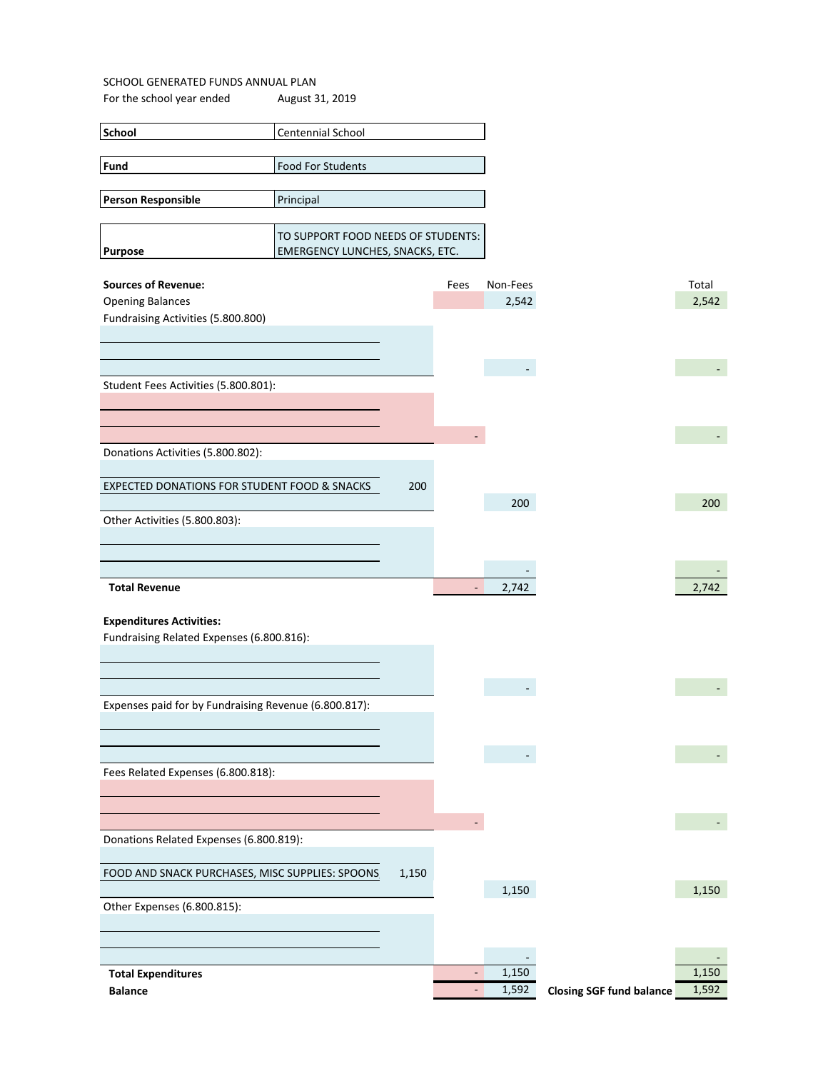SCHOOL GENERATED FUNDS ANNUAL PLAN

For the school year ended August 31, 2019

| | |
|---|---|
| **School** | Centennial School |
| **Fund** | Food For Students |
| **Person Responsible** | Principal |
| **Purpose** | TO SUPPORT FOOD NEEDS OF STUDENTS: EMERGENCY LUNCHES, SNACKS, ETC. |

| | | Fees | Non-Fees | | Total |
|---|---|---|---|---|---|
| **Sources of Revenue:** | | | | | |
| Opening Balances | | | 2,542 | | 2,542 |
| Fundraising Activities (5.800.800) | | | | | |
| | | | - | | - |
| Student Fees Activities (5.800.801): | | | | | |
| | | - | | | - |
| Donations Activities (5.800.802): | | | | | |
| EXPECTED DONATIONS FOR STUDENT FOOD & SNACKS | 200 | | | | |
| | | | 200 | | 200 |
| Other Activities (5.800.803): | | | | | |
| | | | - | | - |
| **Total Revenue** | | - | 2,742 | | 2,742 |
| | | | | | |
| **Expenditures Activities:** | | | | | |
| Fundraising Related Expenses (6.800.816): | | | | | |
| | | | - | | - |
| Expenses paid for by Fundraising Revenue (6.800.817): | | | | | |
| | | | - | | - |
| Fees Related Expenses (6.800.818): | | | | | |
| | | - | | | - |
| Donations Related Expenses (6.800.819): | | | | | |
| FOOD AND SNACK PURCHASES, MISC SUPPLIES: SPOONS | 1,150 | | | | |
| | | | 1,150 | | 1,150 |
| Other Expenses (6.800.815): | | | | | |
| | | | - | | - |
| **Total Expenditures** | | - | 1,150 | | 1,150 |
| **Balance** | | - | 1,592 | **Closing SGF fund balance** | 1,592 |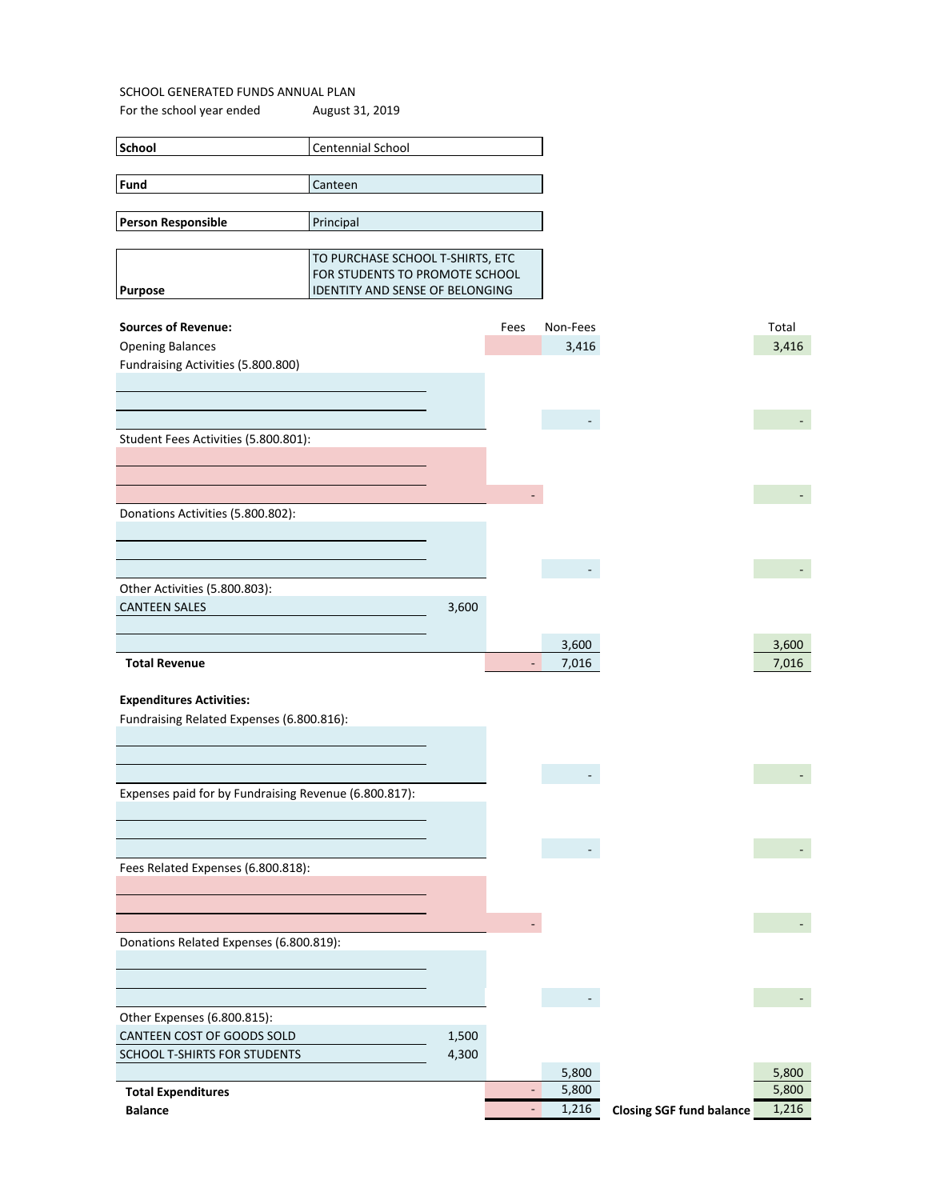SCHOOL GENERATED FUNDS ANNUAL PLAN

For the school year ended August 31, 2019

| | |
|---|---|
| **School** | Centennial School |
| **Fund** | Canteen |
| **Person Responsible** | Principal |
| **Purpose** | TO PURCHASE SCHOOL T-SHIRTS, ETC FOR STUDENTS TO PROMOTE SCHOOL IDENTITY AND SENSE OF BELONGING |

| **Sources of Revenue:** | | Fees | Non-Fees | | Total |
|---|---|---|---|---|---|
| Opening Balances | | | 3,416 | | 3,416 |
| Fundraising Activities (5.800.800) | | | | | |
| | | | | | |
| | | | | | |
| | | | - | | - |
| Student Fees Activities (5.800.801): | | | | | |
| | | | | | |
| | | | | | |
| | | - | | | - |
| Donations Activities (5.800.802): | | | | | |
| | | | | | |
| | | | | | |
| | | | - | | - |
| Other Activities (5.800.803): | | | | | |
| CANTEEN SALES | 3,600 | | | | |
| | | | | | |
| | | | 3,600 | | 3,600 |
| **Total Revenue** | | - | 7,016 | | 7,016 |
| | | | | | |
| **Expenditures Activities:** | | | | | |
| Fundraising Related Expenses (6.800.816): | | | | | |
| | | | | | |
| | | | | | |
| | | | - | | - |
| Expenses paid for by Fundraising Revenue (6.800.817): | | | | | |
| | | | | | |
| | | | | | |
| | | | - | | - |
| Fees Related Expenses (6.800.818): | | | | | |
| | | | | | |
| | | | | | |
| | | - | | | - |
| Donations Related Expenses (6.800.819): | | | | | |
| | | | | | |
| | | | | | |
| | | | - | | - |
| Other Expenses (6.800.815): | | | | | |
| CANTEEN COST OF GOODS SOLD | 1,500 | | | | |
| SCHOOL T-SHIRTS FOR STUDENTS | 4,300 | | | | |
| | | | 5,800 | | 5,800 |
| **Total Expenditures** | | - | 5,800 | | 5,800 |
| **Balance** | | - | 1,216 | **Closing SGF fund balance** | 1,216 |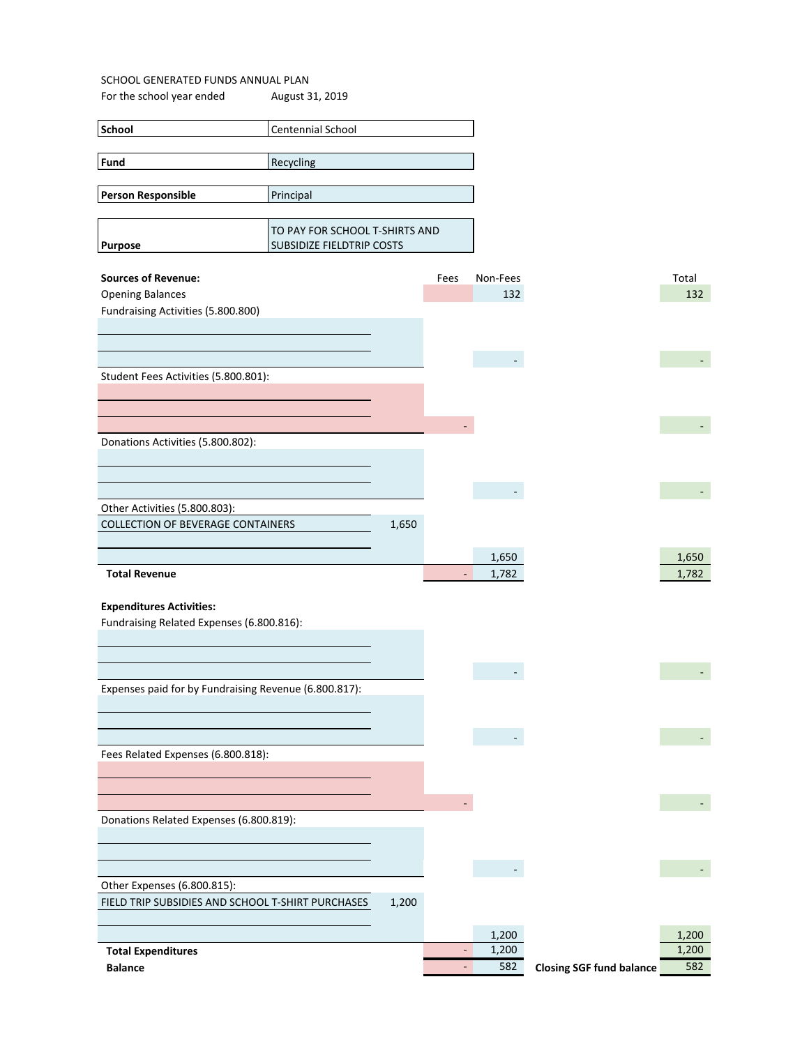SCHOOL GENERATED FUNDS ANNUAL PLAN

For the school year ended August 31, 2019

| | |
|---|---|
| **School** | Centennial School |
| **Fund** | Recycling |
| **Person Responsible** | Principal |
| **Purpose** | TO PAY FOR SCHOOL T-SHIRTS AND SUBSIDIZE FIELDTRIP COSTS |

| **Sources of Revenue:** | | Fees | Non-Fees | Total |
|---|---|---|---|---|
| Opening Balances | | | 132 | 132 |
| Fundraising Activities (5.800.800) | | | | |
| | | | - | - |
| Student Fees Activities (5.800.801): | | | | |
| | | - | | - |
| Donations Activities (5.800.802): | | | | |
| | | | - | - |
| Other Activities (5.800.803): | | | | |
| COLLECTION OF BEVERAGE CONTAINERS | 1,650 | | | |
| | | | 1,650 | 1,650 |
| **Total Revenue** | | - | 1,782 | 1,782 |

| **Expenditures Activities:** | | Fees | Non-Fees | Total |
|---|---|---|---|---|
| Fundraising Related Expenses (6.800.816): | | | | |
| | | | - | - |
| Expenses paid for by Fundraising Revenue (6.800.817): | | | | |
| | | | - | - |
| Fees Related Expenses (6.800.818): | | | | |
| | | - | | - |
| Donations Related Expenses (6.800.819): | | | | |
| | | | - | - |
| Other Expenses (6.800.815): | | | | |
| FIELD TRIP SUBSIDIES AND SCHOOL T-SHIRT PURCHASES | 1,200 | | | |
| | | | 1,200 | 1,200 |
| **Total Expenditures** | | - | 1,200 | 1,200 |
| **Balance** | | - | 582 | **Closing SGF fund balance** 582 |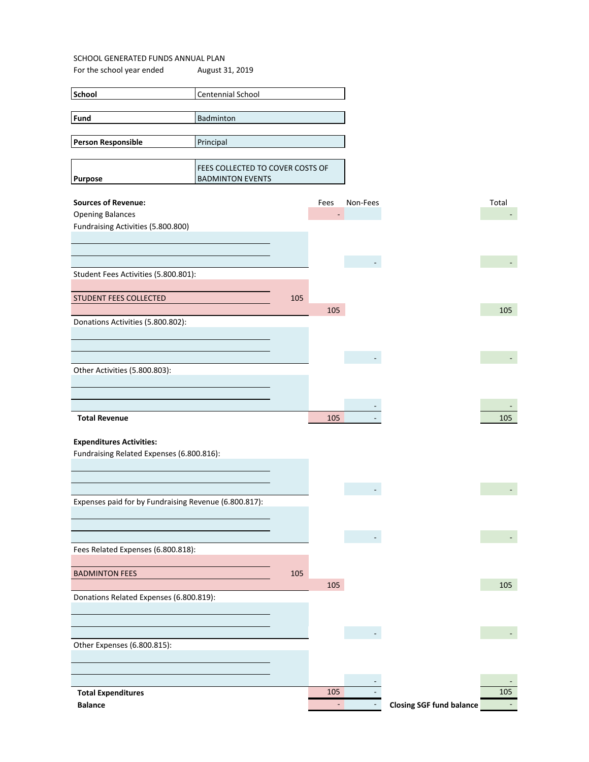SCHOOL GENERATED FUNDS ANNUAL PLAN

For the school year ended August 31, 2019

| | |
|---|---|
| **School** | Centennial School |
| **Fund** | Badminton |
| **Person Responsible** | Principal |
| **Purpose** | FEES COLLECTED TO COVER COSTS OF BADMINTON EVENTS |

| | | Fees | Non-Fees | | Total |
|---|---|---|---|---|---|
| **Sources of Revenue:** | | | | | |
| Opening Balances | | - | | | - |
| Fundraising Activities (5.800.800) | | | | | |
| | | | - | | - |
| Student Fees Activities (5.800.801): | | | | | |
| STUDENT FEES COLLECTED | 105 | | | | |
| | | 105 | | | 105 |
| Donations Activities (5.800.802): | | | | | |
| | | | - | | - |
| Other Activities (5.800.803): | | | | | |
| | | | - | | - |
| **Total Revenue** | | 105 | - | | 105 |
| **Expenditures Activities:** | | | | | |
| Fundraising Related Expenses (6.800.816): | | | | | |
| | | | - | | - |
| Expenses paid for by Fundraising Revenue (6.800.817): | | | | | |
| | | | - | | - |
| Fees Related Expenses (6.800.818): | | | | | |
| BADMINTON FEES | 105 | | | | |
| | | 105 | | | 105 |
| Donations Related Expenses (6.800.819): | | | | | |
| | | | - | | - |
| Other Expenses (6.800.815): | | | | | |
| | | | - | | - |
| **Total Expenditures** | | 105 | - | | 105 |
| **Balance** | | - | - | **Closing SGF fund balance** | - |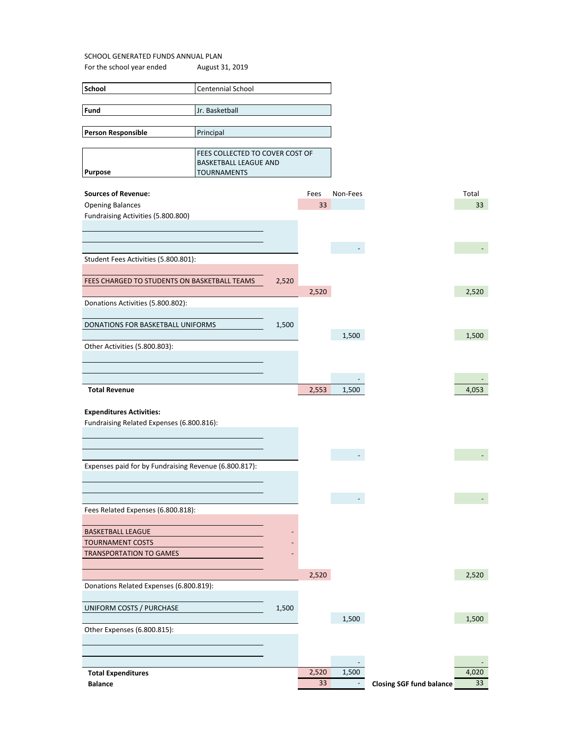SCHOOL GENERATED FUNDS ANNUAL PLAN

For the school year ended August 31, 2019

| | |
|---|---|
| **School** | Centennial School |
| **Fund** | Jr. Basketball |
| **Person Responsible** | Principal |
| **Purpose** | FEES COLLECTED TO COVER COST OF BASKETBALL LEAGUE AND TOURNAMENTS |

| | | Fees | Non-Fees | Total |
|---|---|---|---|---|
| **Sources of Revenue:** | | | | |
| Opening Balances | | 33 | | 33 |
| Fundraising Activities (5.800.800) | | | | |
| | | | - | - |
| Student Fees Activities (5.800.801): | | | | |
| FEES CHARGED TO STUDENTS ON BASKETBALL TEAMS | 2,520 | | | |
| | | 2,520 | | 2,520 |
| Donations Activities (5.800.802): | | | | |
| DONATIONS FOR BASKETBALL UNIFORMS | 1,500 | | | |
| | | | 1,500 | 1,500 |
| Other Activities (5.800.803): | | | | |
| | | | - | - |
| **Total Revenue** | | 2,553 | 1,500 | 4,053 |
| **Expenditures Activities:** | | | | |
| Fundraising Related Expenses (6.800.816): | | | | |
| | | | - | - |
| Expenses paid for by Fundraising Revenue (6.800.817): | | | | |
| | | | - | - |
| Fees Related Expenses (6.800.818): | | | | |
| BASKETBALL LEAGUE | - | | | |
| TOURNAMENT COSTS | - | | | |
| TRANSPORTATION TO GAMES | - | | | |
| | | 2,520 | | 2,520 |
| Donations Related Expenses (6.800.819): | | | | |
| UNIFORM COSTS / PURCHASE | 1,500 | | | |
| | | | 1,500 | 1,500 |
| Other Expenses (6.800.815): | | | | |
| | | | - | - |
| **Total Expenditures** | | 2,520 | 1,500 | 4,020 |
| **Balance** | | 33 | - | **Closing SGF fund balance** 33 |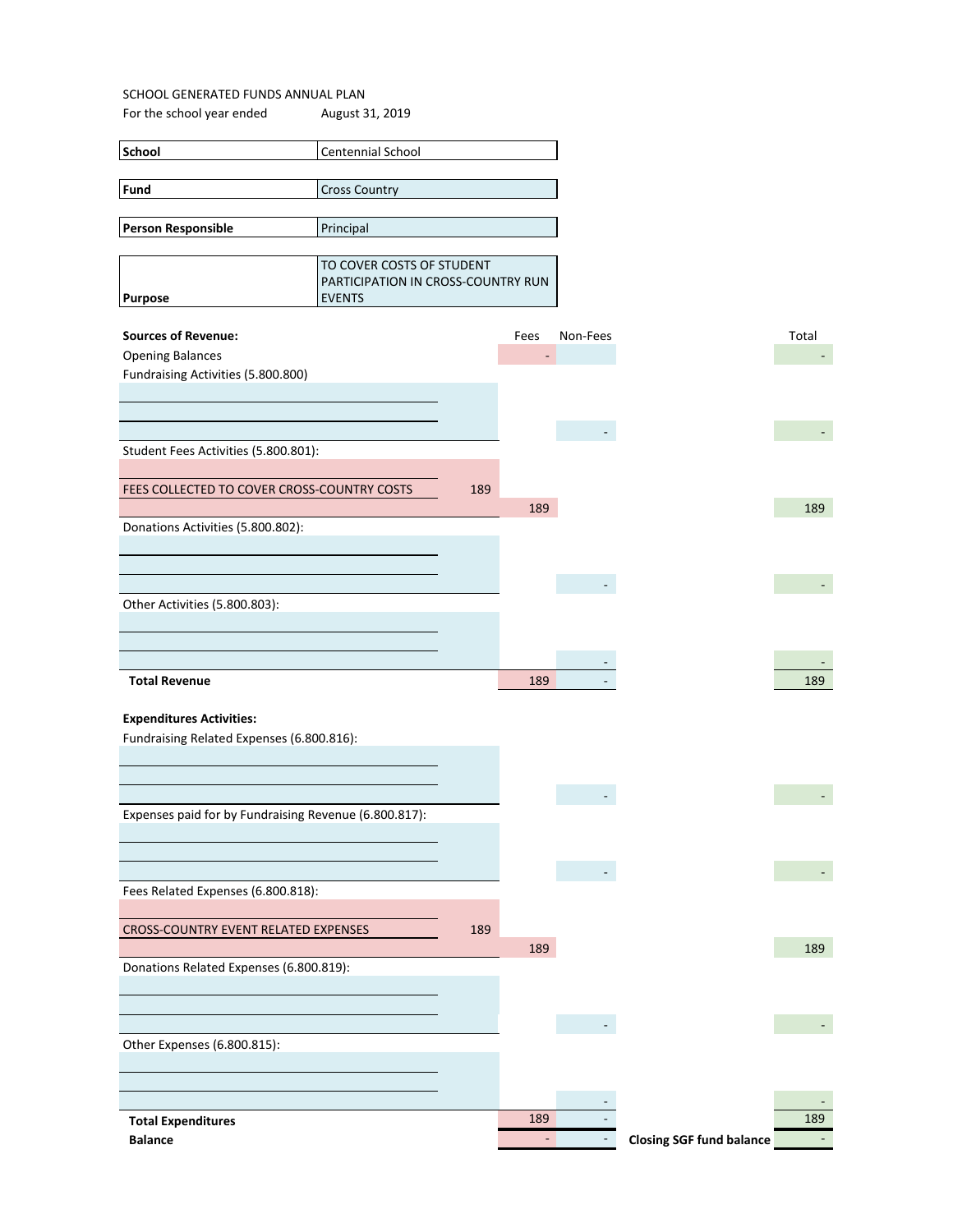SCHOOL GENERATED FUNDS ANNUAL PLAN

For the school year ended August 31, 2019

| | |
|---|---|
| **School** | Centennial School |
| **Fund** | Cross Country |
| **Person Responsible** | Principal |
| **Purpose** | TO COVER COSTS OF STUDENT PARTICIPATION IN CROSS-COUNTRY RUN EVENTS |

| **Sources of Revenue:** | | Fees | Non-Fees | Total |
|---|---|---|---|---|
| Opening Balances | | - | | - |
| Fundraising Activities (5.800.800) | | | | |
| | | | - | - |
| Student Fees Activities (5.800.801): | | | | |
| FEES COLLECTED TO COVER CROSS-COUNTRY COSTS | 189 | | | |
| | | 189 | | 189 |
| Donations Activities (5.800.802): | | | | |
| | | | - | - |
| Other Activities (5.800.803): | | | | |
| | | | - | - |
| **Total Revenue** | | 189 | - | 189 |
| | | | | |
| **Expenditures Activities:** | | | | |
| Fundraising Related Expenses (6.800.816): | | | | |
| | | | - | - |
| Expenses paid for by Fundraising Revenue (6.800.817): | | | | |
| | | | - | - |
| Fees Related Expenses (6.800.818): | | | | |
| CROSS-COUNTRY EVENT RELATED EXPENSES | 189 | | | |
| | | 189 | | 189 |
| Donations Related Expenses (6.800.819): | | | | |
| | | | - | - |
| Other Expenses (6.800.815): | | | | |
| | | | - | - |
| **Total Expenditures** | | 189 | - | 189 |
| **Balance** | | - | - | **Closing SGF fund balance** - |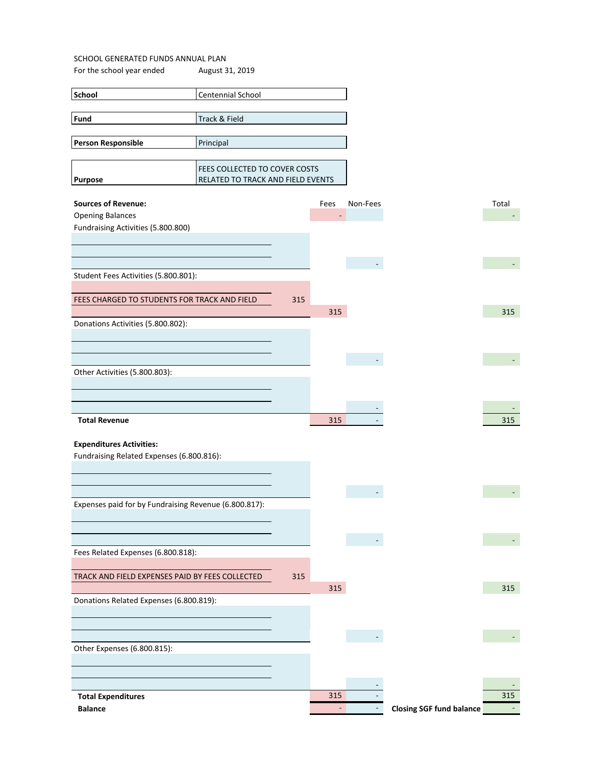SCHOOL GENERATED FUNDS ANNUAL PLAN

For the school year ended August 31, 2019

| | |
|---|---|
| **School** | Centennial School |
| **Fund** | Track & Field |
| **Person Responsible** | Principal |
| **Purpose** | FEES COLLECTED TO COVER COSTS RELATED TO TRACK AND FIELD EVENTS |

| **Sources of Revenue:** | | Fees | Non-Fees | Total |
|---|---|---|---|---|
| Opening Balances | | - | | - |
| Fundraising Activities (5.800.800) | | | | |
| | | | - | - |
| Student Fees Activities (5.800.801): | | | | |
| FEES CHARGED TO STUDENTS FOR TRACK AND FIELD | 315 | | | |
| | | 315 | | 315 |
| Donations Activities (5.800.802): | | | | |
| | | | - | - |
| Other Activities (5.800.803): | | | | |
| | | | - | - |
| **Total Revenue** | | 315 | - | 315 |
| | | | | |
| **Expenditures Activities:** | | | | |
| Fundraising Related Expenses (6.800.816): | | | | |
| | | | - | - |
| Expenses paid for by Fundraising Revenue (6.800.817): | | | | |
| | | | - | - |
| Fees Related Expenses (6.800.818): | | | | |
| TRACK AND FIELD EXPENSES PAID BY FEES COLLECTED | 315 | | | |
| | | 315 | | 315 |
| Donations Related Expenses (6.800.819): | | | | |
| | | | - | - |
| Other Expenses (6.800.815): | | | | |
| | | | - | - |
| **Total Expenditures** | | 315 | - | 315 |
| **Balance** | | - | - | **Closing SGF fund balance** - |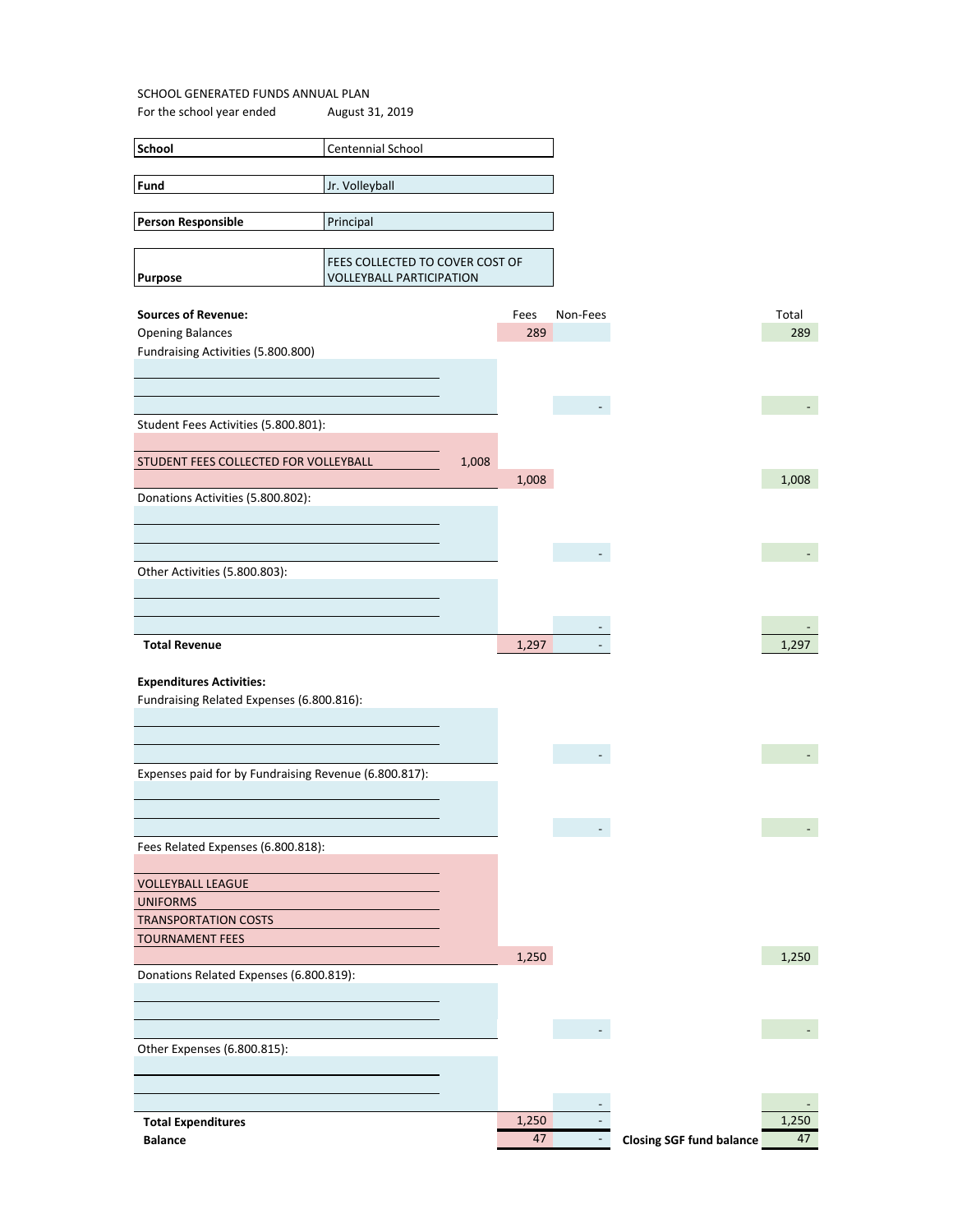SCHOOL GENERATED FUNDS ANNUAL PLAN

For the school year ended August 31, 2019

| | |
|---|---|
| **School** | Centennial School |
| **Fund** | Jr. Volleyball |
| **Person Responsible** | Principal |
| **Purpose** | FEES COLLECTED TO COVER COST OF VOLLEYBALL PARTICIPATION |

| **Sources of Revenue:** | | Fees | Non-Fees | Total |
|---|---|---|---|---|
| Opening Balances | | 289 | | 289 |
| Fundraising Activities (5.800.800) | | | | |
| | | | - | - |
| Student Fees Activities (5.800.801): | | | | |
| STUDENT FEES COLLECTED FOR VOLLEYBALL | 1,008 | | | |
| | | 1,008 | | 1,008 |
| Donations Activities (5.800.802): | | | | |
| | | | - | - |
| Other Activities (5.800.803): | | | | |
| | | | - | - |
| **Total Revenue** | | 1,297 | - | 1,297 |
| **Expenditures Activities:** | | | | |
| Fundraising Related Expenses (6.800.816): | | | | |
| | | | - | - |
| Expenses paid for by Fundraising Revenue (6.800.817): | | | | |
| | | | - | - |
| Fees Related Expenses (6.800.818): | | | | |
| VOLLEYBALL LEAGUE | | | | |
| UNIFORMS | | | | |
| TRANSPORTATION COSTS | | | | |
| TOURNAMENT FEES | | | | |
| | | 1,250 | | 1,250 |
| Donations Related Expenses (6.800.819): | | | | |
| | | | - | - |
| Other Expenses (6.800.815): | | | | |
| | | | - | - |
| **Total Expenditures** | | 1,250 | - | 1,250 |
| **Balance** | | 47 | - | **Closing SGF fund balance** 47 |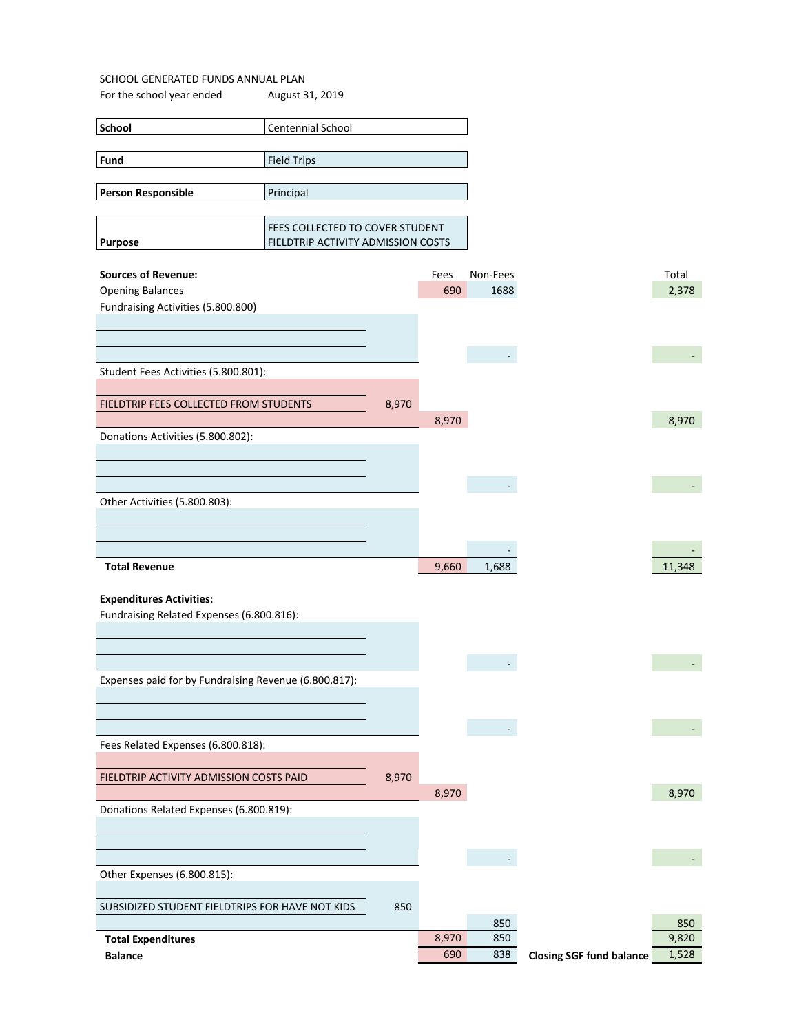SCHOOL GENERATED FUNDS ANNUAL PLAN

For the school year ended August 31, 2019

| | |
|---|---|
| **School** | Centennial School |
| **Fund** | Field Trips |
| **Person Responsible** | Principal |
| **Purpose** | FEES COLLECTED TO COVER STUDENT FIELDTRIP ACTIVITY ADMISSION COSTS |

| | | Fees | Non-Fees | | Total |
|---|---|---|---|---|---|
| **Sources of Revenue:** | | | | | |
| Opening Balances | | 690 | 1688 | | 2,378 |
| Fundraising Activities (5.800.800) | | | | | |
| | | | - | | - |
| Student Fees Activities (5.800.801): | | | | | |
| FIELDTRIP FEES COLLECTED FROM STUDENTS | 8,970 | | | | |
| | | 8,970 | | | 8,970 |
| Donations Activities (5.800.802): | | | | | |
| | | | - | | - |
| Other Activities (5.800.803): | | | | | |
| | | | - | | - |
| **Total Revenue** | | 9,660 | 1,688 | | 11,348 |
| **Expenditures Activities:** | | | | | |
| Fundraising Related Expenses (6.800.816): | | | | | |
| | | | - | | - |
| Expenses paid for by Fundraising Revenue (6.800.817): | | | | | |
| | | | - | | - |
| Fees Related Expenses (6.800.818): | | | | | |
| FIELDTRIP ACTIVITY ADMISSION COSTS PAID | 8,970 | | | | |
| | | 8,970 | | | 8,970 |
| Donations Related Expenses (6.800.819): | | | | | |
| | | | - | | - |
| Other Expenses (6.800.815): | | | | | |
| SUBSIDIZED STUDENT FIELDTRIPS FOR HAVE NOT KIDS | 850 | | | | |
| | | | 850 | | 850 |
| **Total Expenditures** | | 8,970 | 850 | | 9,820 |
| **Balance** | | 690 | 838 | **Closing SGF fund balance** | 1,528 |